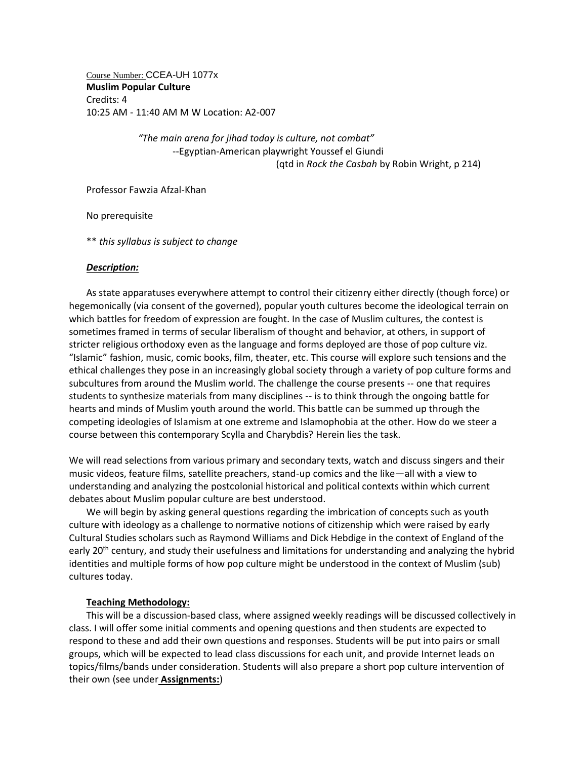Course Number: CCEA-UH 1077x

**Muslim Popular Culture**

Credits: 4

10:25 AM - 11:40 AM M W Location: A2-007

> *"The main arena for jihad today is culture, not combat"*
>
> --Egyptian-American playwright Youssef el Giundi
>
> (qtd in *Rock the Casbah* by Robin Wright, p 214)

Professor Fawzia Afzal-Khan

No prerequisite

** *this syllabus is subject to change*

***Description:***

As state apparatuses everywhere attempt to control their citizenry either directly (though force) or hegemonically (via consent of the governed), popular youth cultures become the ideological terrain on which battles for freedom of expression are fought. In the case of Muslim cultures, the contest is sometimes framed in terms of secular liberalism of thought and behavior, at others, in support of stricter religious orthodoxy even as the language and forms deployed are those of pop culture viz. "Islamic" fashion, music, comic books, film, theater, etc. This course will explore such tensions and the ethical challenges they pose in an increasingly global society through a variety of pop culture forms and subcultures from around the Muslim world. The challenge the course presents -- one that requires students to synthesize materials from many disciplines -- is to think through the ongoing battle for hearts and minds of Muslim youth around the world. This battle can be summed up through the competing ideologies of Islamism at one extreme and Islamophobia at the other. How do we steer a course between this contemporary Scylla and Charybdis? Herein lies the task.

We will read selections from various primary and secondary texts, watch and discuss singers and their music videos, feature films, satellite preachers, stand-up comics and the like—all with a view to understanding and analyzing the postcolonial historical and political contexts within which current debates about Muslim popular culture are best understood.

We will begin by asking general questions regarding the imbrication of concepts such as youth culture with ideology as a challenge to normative notions of citizenship which were raised by early Cultural Studies scholars such as Raymond Williams and Dick Hebdige in the context of England of the early 20th century, and study their usefulness and limitations for understanding and analyzing the hybrid identities and multiple forms of how pop culture might be understood in the context of Muslim (sub) cultures today.

**Teaching Methodology:**

This will be a discussion-based class, where assigned weekly readings will be discussed collectively in class. I will offer some initial comments and opening questions and then students are expected to respond to these and add their own questions and responses. Students will be put into pairs or small groups, which will be expected to lead class discussions for each unit, and provide Internet leads on topics/films/bands under consideration. Students will also prepare a short pop culture intervention of their own (see under **Assignments:**)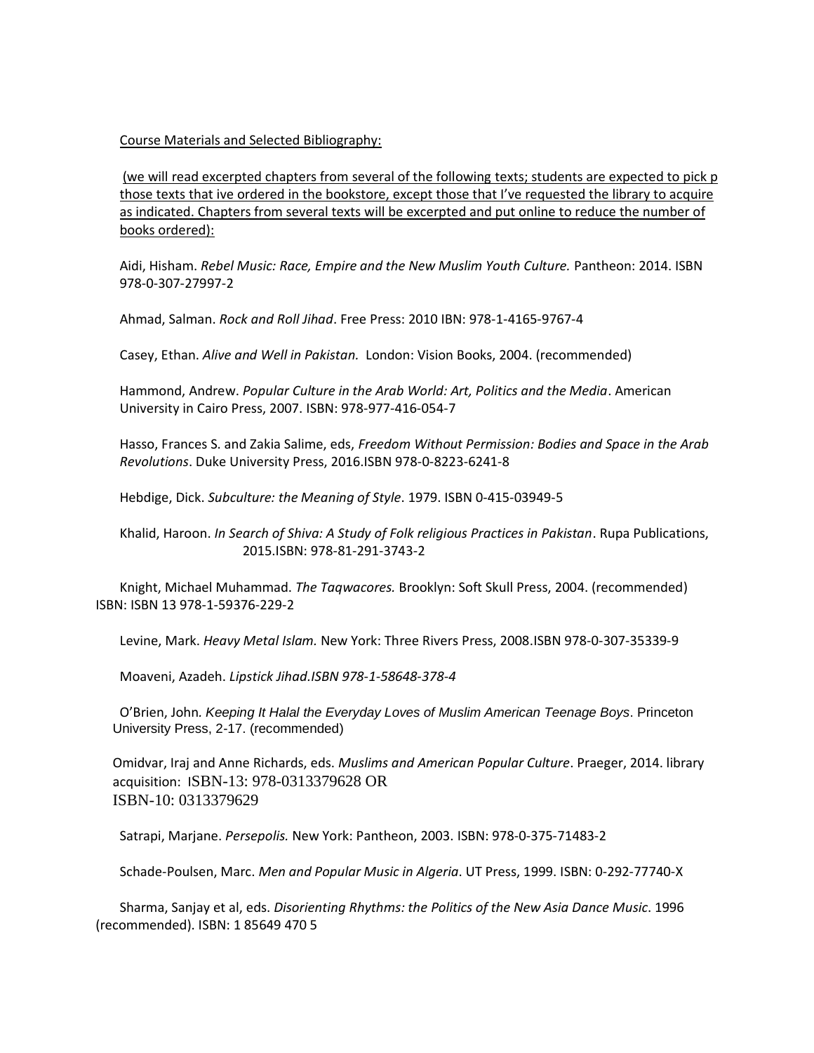Course Materials and Selected Bibliography:

(we will read excerpted chapters from several of the following texts; students are expected to pick p those texts that ive ordered in the bookstore, except those that I've requested the library to acquire as indicated. Chapters from several texts will be excerpted and put online to reduce the number of books ordered):

Aidi, Hisham. *Rebel Music: Race, Empire and the New Muslim Youth Culture.* Pantheon: 2014. ISBN 978-0-307-27997-2

Ahmad, Salman. *Rock and Roll Jihad*. Free Press: 2010 IBN: 978-1-4165-9767-4

Casey, Ethan. *Alive and Well in Pakistan.* London: Vision Books, 2004. (recommended)

Hammond, Andrew. *Popular Culture in the Arab World: Art, Politics and the Media*. American University in Cairo Press, 2007. ISBN: 978-977-416-054-7

Hasso, Frances S. and Zakia Salime, eds, *Freedom Without Permission: Bodies and Space in the Arab Revolutions*. Duke University Press, 2016.ISBN 978-0-8223-6241-8

Hebdige, Dick. *Subculture: the Meaning of Style*. 1979. ISBN 0-415-03949-5

Khalid, Haroon. *In Search of Shiva: A Study of Folk religious Practices in Pakistan*. Rupa Publications, 2015.ISBN: 978-81-291-3743-2

Knight, Michael Muhammad. *The Taqwacores.* Brooklyn: Soft Skull Press, 2004. (recommended) ISBN: ISBN 13 978-1-59376-229-2

Levine, Mark. *Heavy Metal Islam.* New York: Three Rivers Press, 2008.ISBN 978-0-307-35339-9

Moaveni, Azadeh. *Lipstick Jihad.ISBN 978-1-58648-378-4*

O'Brien, John. *Keeping It Halal the Everyday Loves of Muslim American Teenage Boys*. Princeton University Press, 2-17. (recommended)

Omidvar, Iraj and Anne Richards, eds. *Muslims and American Popular Culture*. Praeger, 2014. library acquisition: ISBN-13: 978-0313379628 OR ISBN-10: 0313379629

Satrapi, Marjane. *Persepolis.* New York: Pantheon, 2003. ISBN: 978-0-375-71483-2

Schade-Poulsen, Marc. *Men and Popular Music in Algeria*. UT Press, 1999. ISBN: 0-292-77740-X

Sharma, Sanjay et al, eds. *Disorienting Rhythms: the Politics of the New Asia Dance Music*. 1996 (recommended). ISBN: 1 85649 470 5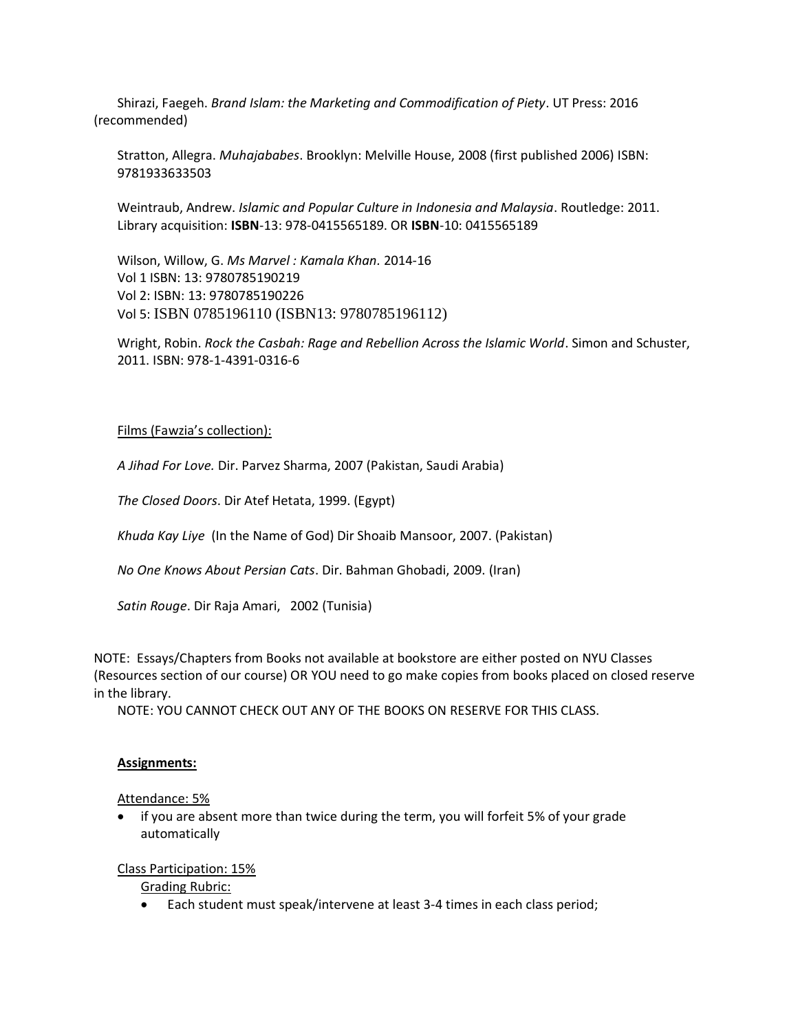Shirazi, Faegeh. *Brand Islam: the Marketing and Commodification of Piety*. UT Press: 2016 (recommended)

Stratton, Allegra. *Muhajababes*. Brooklyn: Melville House, 2008 (first published 2006) ISBN: 9781933633503

Weintraub, Andrew. *Islamic and Popular Culture in Indonesia and Malaysia*. Routledge: 2011. Library acquisition: **ISBN**-13: 978-0415565189. OR **ISBN**-10: 0415565189

Wilson, Willow, G. *Ms Marvel : Kamala Khan.* 2014-16
Vol 1 ISBN: 13: 9780785190219
Vol 2: ISBN: 13: 9780785190226
Vol 5: ISBN 0785196110 (ISBN13: 9780785196112)

Wright, Robin. *Rock the Casbah: Rage and Rebellion Across the Islamic World*. Simon and Schuster, 2011. ISBN: 978-1-4391-0316-6

Films (Fawzia's collection):

*A Jihad For Love.* Dir. Parvez Sharma, 2007 (Pakistan, Saudi Arabia)

*The Closed Doors*. Dir Atef Hetata, 1999. (Egypt)

*Khuda Kay Liye* (In the Name of God) Dir Shoaib Mansoor, 2007. (Pakistan)

*No One Knows About Persian Cats*. Dir. Bahman Ghobadi, 2009. (Iran)

*Satin Rouge*. Dir Raja Amari, 2002 (Tunisia)

NOTE: Essays/Chapters from Books not available at bookstore are either posted on NYU Classes (Resources section of our course) OR YOU need to go make copies from books placed on closed reserve in the library.

NOTE: YOU CANNOT CHECK OUT ANY OF THE BOOKS ON RESERVE FOR THIS CLASS.

**Assignments:**

Attendance: 5%

- if you are absent more than twice during the term, you will forfeit 5% of your grade automatically

Class Participation: 15%

Grading Rubric:

- Each student must speak/intervene at least 3-4 times in each class period;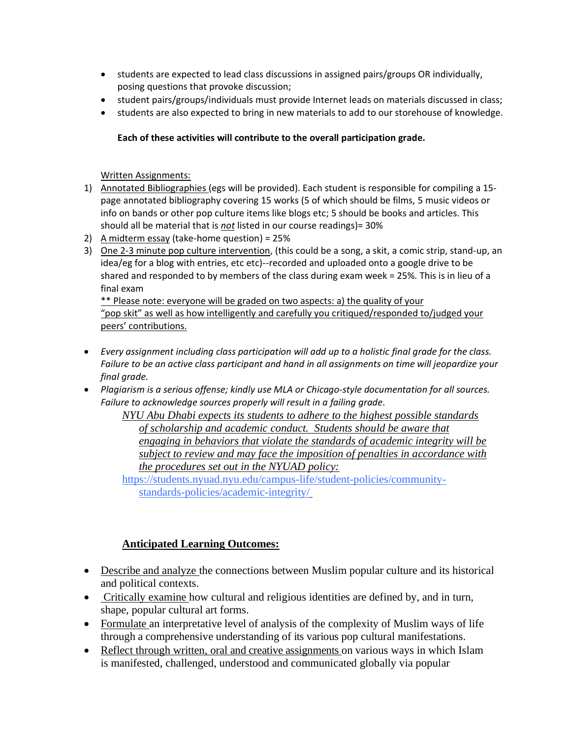- students are expected to lead class discussions in assigned pairs/groups OR individually, posing questions that provoke discussion;
- student pairs/groups/individuals must provide Internet leads on materials discussed in class;
- students are also expected to bring in new materials to add to our storehouse of knowledge.

**Each of these activities will contribute to the overall participation grade.**

Written Assignments:

1) Annotated Bibliographies (egs will be provided). Each student is responsible for compiling a 15-page annotated bibliography covering 15 works (5 of which should be films, 5 music videos or info on bands or other pop culture items like blogs etc; 5 should be books and articles. This should all be material that is ***not*** listed in our course readings)= 30%
2) A midterm essay (take-home question) = 25%
3) One 2-3 minute pop culture intervention, (this could be a song, a skit, a comic strip, stand-up, an idea/eg for a blog with entries, etc etc)--recorded and uploaded onto a google drive to be shared and responded to by members of the class during exam week = 25%. This is in lieu of a final exam

   ** Please note: everyone will be graded on two aspects: a) the quality of your "pop skit" as well as how intelligently and carefully you critiqued/responded to/judged your peers' contributions.

- *Every assignment including class participation will add up to a holistic final grade for the class. Failure to be an active class participant and hand in all assignments on time will jeopardize your final grade.*
- *Plagiarism is a serious offense; kindly use MLA or Chicago-style documentation for all sources. Failure to acknowledge sources properly will result in a failing grade.*

  *NYU Abu Dhabi expects its students to adhere to the highest possible standards of scholarship and academic conduct. Students should be aware that engaging in behaviors that violate the standards of academic integrity will be subject to review and may face the imposition of penalties in accordance with the procedures set out in the NYUAD policy:*

  https://students.nyuad.nyu.edu/campus-life/student-policies/community-standards-policies/academic-integrity/

## Anticipated Learning Outcomes:

- Describe and analyze the connections between Muslim popular culture and its historical and political contexts.
- Critically examine how cultural and religious identities are defined by, and in turn, shape, popular cultural art forms.
- Formulate an interpretative level of analysis of the complexity of Muslim ways of life through a comprehensive understanding of its various pop cultural manifestations.
- Reflect through written, oral and creative assignments on various ways in which Islam is manifested, challenged, understood and communicated globally via popular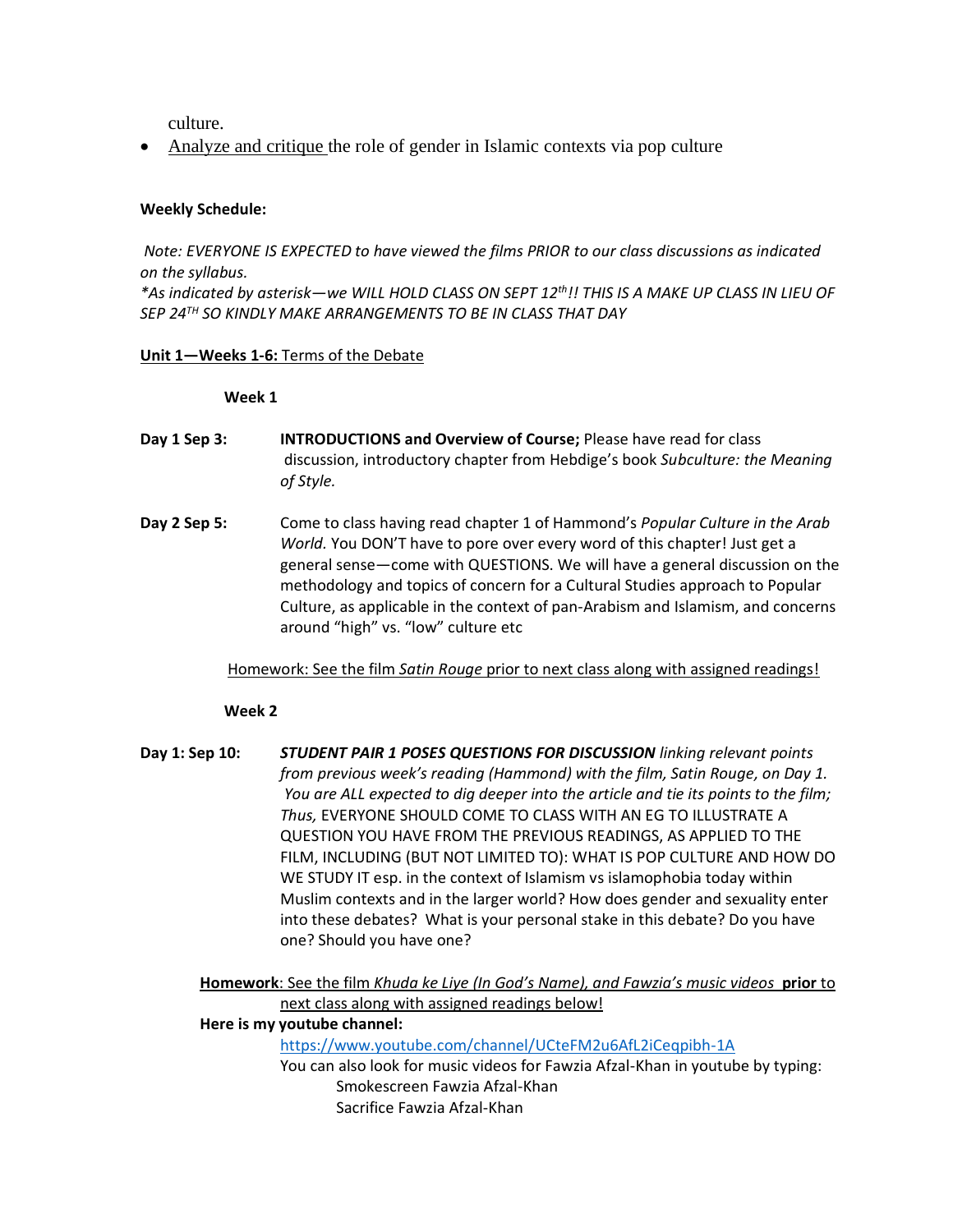culture.

- Analyze and critique the role of gender in Islamic contexts via pop culture

**Weekly Schedule:**

*Note: EVERYONE IS EXPECTED to have viewed the films PRIOR to our class discussions as indicated on the syllabus.*
*\*As indicated by asterisk—we WILL HOLD CLASS ON SEPT 12th!! THIS IS A MAKE UP CLASS IN LIEU OF SEP 24TH SO KINDLY MAKE ARRANGEMENTS TO BE IN CLASS THAT DAY*

**Unit 1—Weeks 1-6:** Terms of the Debate

**Week 1**

**Day 1 Sep 3:** **INTRODUCTIONS and Overview of Course;** Please have read for class discussion, introductory chapter from Hebdige's book *Subculture: the Meaning of Style.*

**Day 2 Sep 5:** Come to class having read chapter 1 of Hammond's *Popular Culture in the Arab World.* You DON'T have to pore over every word of this chapter! Just get a general sense—come with QUESTIONS. We will have a general discussion on the methodology and topics of concern for a Cultural Studies approach to Popular Culture, as applicable in the context of pan-Arabism and Islamism, and concerns around "high" vs. "low" culture etc

Homework: See the film *Satin Rouge* prior to next class along with assigned readings!

**Week 2**

**Day 1: Sep 10:** ***STUDENT PAIR 1 POSES QUESTIONS FOR DISCUSSION*** *linking relevant points from previous week's reading (Hammond) with the film, Satin Rouge, on Day 1. You are ALL expected to dig deeper into the article and tie its points to the film; Thus,* EVERYONE SHOULD COME TO CLASS WITH AN EG TO ILLUSTRATE A QUESTION YOU HAVE FROM THE PREVIOUS READINGS, AS APPLIED TO THE FILM, INCLUDING (BUT NOT LIMITED TO): WHAT IS POP CULTURE AND HOW DO WE STUDY IT esp. in the context of Islamism vs islamophobia today within Muslim contexts and in the larger world? How does gender and sexuality enter into these debates? What is your personal stake in this debate? Do you have one? Should you have one?

**Homework**: See the film *Khuda ke Liye (In God's Name), and Fawzia's music videos* **prior** to next class along with assigned readings below!

**Here is my youtube channel:**

https://www.youtube.com/channel/UCteFM2u6AfL2iCeqpibh-1A

You can also look for music videos for Fawzia Afzal-Khan in youtube by typing:

Smokescreen Fawzia Afzal-Khan
Sacrifice Fawzia Afzal-Khan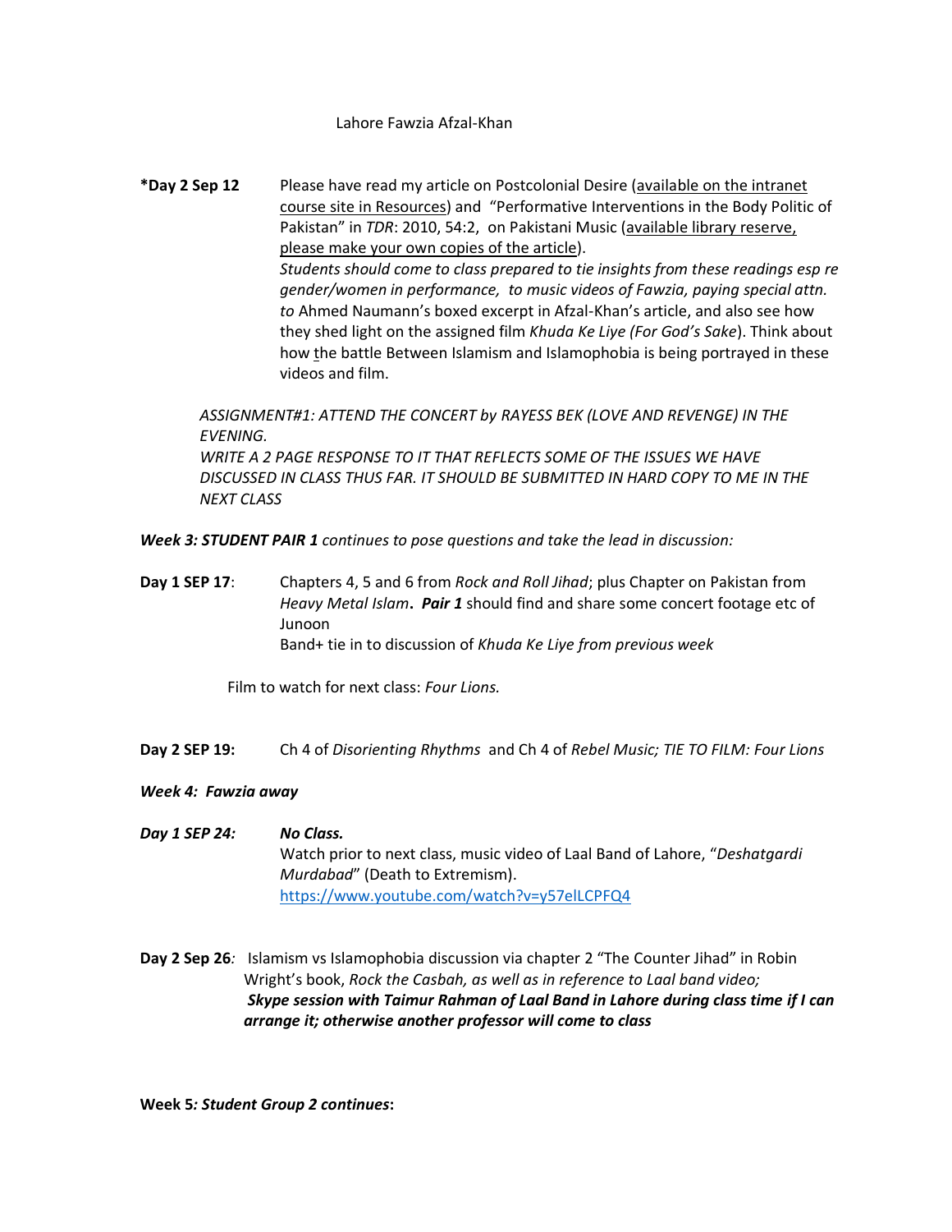Lahore Fawzia Afzal-Khan

**\*Day 2 Sep 12** Please have read my article on Postcolonial Desire (available on the intranet course site in Resources) and "Performative Interventions in the Body Politic of Pakistan" in *TDR*: 2010, 54:2, on Pakistani Music (available library reserve, please make your own copies of the article).
*Students should come to class prepared to tie insights from these readings esp re gender/women in performance, to music videos of Fawzia, paying special attn. to* Ahmed Naumann's boxed excerpt in Afzal-Khan's article, and also see how they shed light on the assigned film *Khuda Ke Liye (For God's Sake*). Think about how the battle Between Islamism and Islamophobia is being portrayed in these videos and film.

*ASSIGNMENT#1: ATTEND THE CONCERT by RAYESS BEK (LOVE AND REVENGE) IN THE EVENING.*
*WRITE A 2 PAGE RESPONSE TO IT THAT REFLECTS SOME OF THE ISSUES WE HAVE DISCUSSED IN CLASS THUS FAR. IT SHOULD BE SUBMITTED IN HARD COPY TO ME IN THE NEXT CLASS*

***Week 3: STUDENT PAIR 1** continues to pose questions and take the lead in discussion:*

**Day 1 SEP 17**: Chapters 4, 5 and 6 from *Rock and Roll Jihad*; plus Chapter on Pakistan from *Heavy Metal Islam*. ***Pair 1*** should find and share some concert footage etc of Junoon Band+ tie in to discussion of *Khuda Ke Liye from previous week*

Film to watch for next class: *Four Lions.*

**Day 2 SEP 19:** Ch 4 of *Disorienting Rhythms* and Ch 4 of *Rebel Music; TIE TO FILM: Four Lions*

***Week 4: Fawzia away***

***Day 1 SEP 24:*** ***No Class.***
Watch prior to next class, music video of Laal Band of Lahore, "*Deshatgardi Murdabad*" (Death to Extremism).
https://www.youtube.com/watch?v=y57elLCPFQ4

**Day 2 Sep 26***:* Islamism vs Islamophobia discussion via chapter 2 "The Counter Jihad" in Robin Wright's book, *Rock the Casbah, as well as in reference to Laal band video;*
***Skype session with Taimur Rahman of Laal Band in Lahore during class time if I can arrange it; otherwise another professor will come to class***

**Week 5*: Student Group 2 continues*:**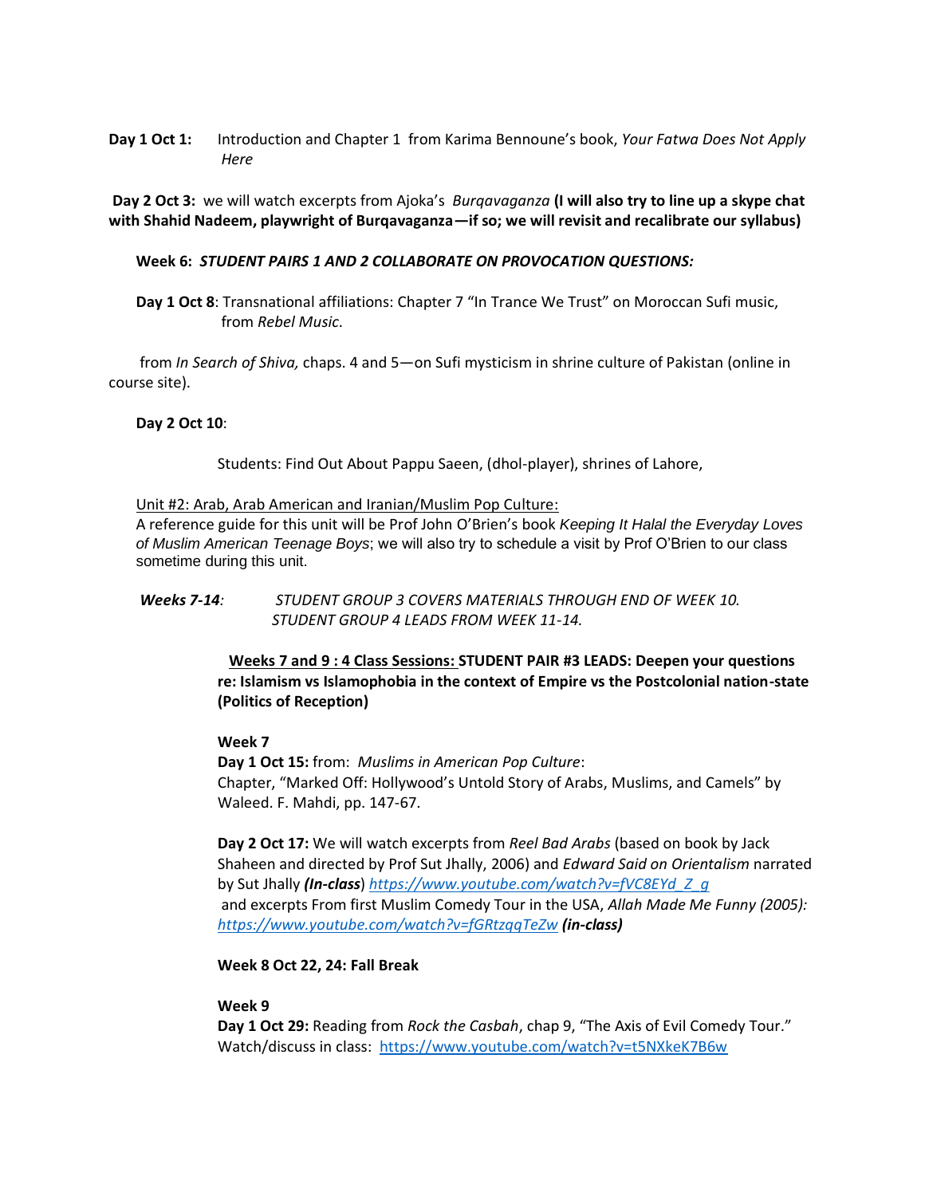**Day 1 Oct 1:** Introduction and Chapter 1 from Karima Bennoune's book, *Your Fatwa Does Not Apply Here*

**Day 2 Oct 3:** we will watch excerpts from Ajoka's *Burqavaganza* **(I will also try to line up a skype chat with Shahid Nadeem, playwright of Burqavaganza—if so; we will revisit and recalibrate our syllabus)**

**Week 6:** ***STUDENT PAIRS 1 AND 2 COLLABORATE ON PROVOCATION QUESTIONS:***

**Day 1 Oct 8**: Transnational affiliations: Chapter 7 "In Trance We Trust" on Moroccan Sufi music, from *Rebel Music*.

from *In Search of Shiva,* chaps. 4 and 5—on Sufi mysticism in shrine culture of Pakistan (online in course site).

**Day 2 Oct 10**:

Students: Find Out About Pappu Saeen, (dhol-player), shrines of Lahore,

Unit #2: Arab, Arab American and Iranian/Muslim Pop Culture:

A reference guide for this unit will be Prof John O'Brien's book *Keeping It Halal the Everyday Loves of Muslim American Teenage Boys*; we will also try to schedule a visit by Prof O'Brien to our class sometime during this unit.

***Weeks 7-14****:* *STUDENT GROUP 3 COVERS MATERIALS THROUGH END OF WEEK 10. STUDENT GROUP 4 LEADS FROM WEEK 11-14.*

**Weeks 7 and 9 : 4 Class Sessions: STUDENT PAIR #3 LEADS: Deepen your questions re: Islamism vs Islamophobia in the context of Empire vs the Postcolonial nation-state (Politics of Reception)**

**Week 7**

**Day 1 Oct 15:** from: *Muslims in American Pop Culture*:
Chapter, "Marked Off: Hollywood's Untold Story of Arabs, Muslims, and Camels" by Waleed. F. Mahdi, pp. 147-67.

**Day 2 Oct 17:** We will watch excerpts from *Reel Bad Arabs* (based on book by Jack Shaheen and directed by Prof Sut Jhally, 2006) and *Edward Said on Orientalism* narrated by Sut Jhally ***(In-class***) *https://www.youtube.com/watch?v=fVC8EYd_Z_g* and excerpts From first Muslim Comedy Tour in the USA, *Allah Made Me Funny (2005): https://www.youtube.com/watch?v=fGRtzqqTeZw* ***(in-class)***

**Week 8 Oct 22, 24: Fall Break**

**Week 9**

**Day 1 Oct 29:** Reading from *Rock the Casbah*, chap 9, "The Axis of Evil Comedy Tour."
Watch/discuss in class: https://www.youtube.com/watch?v=t5NXkeK7B6w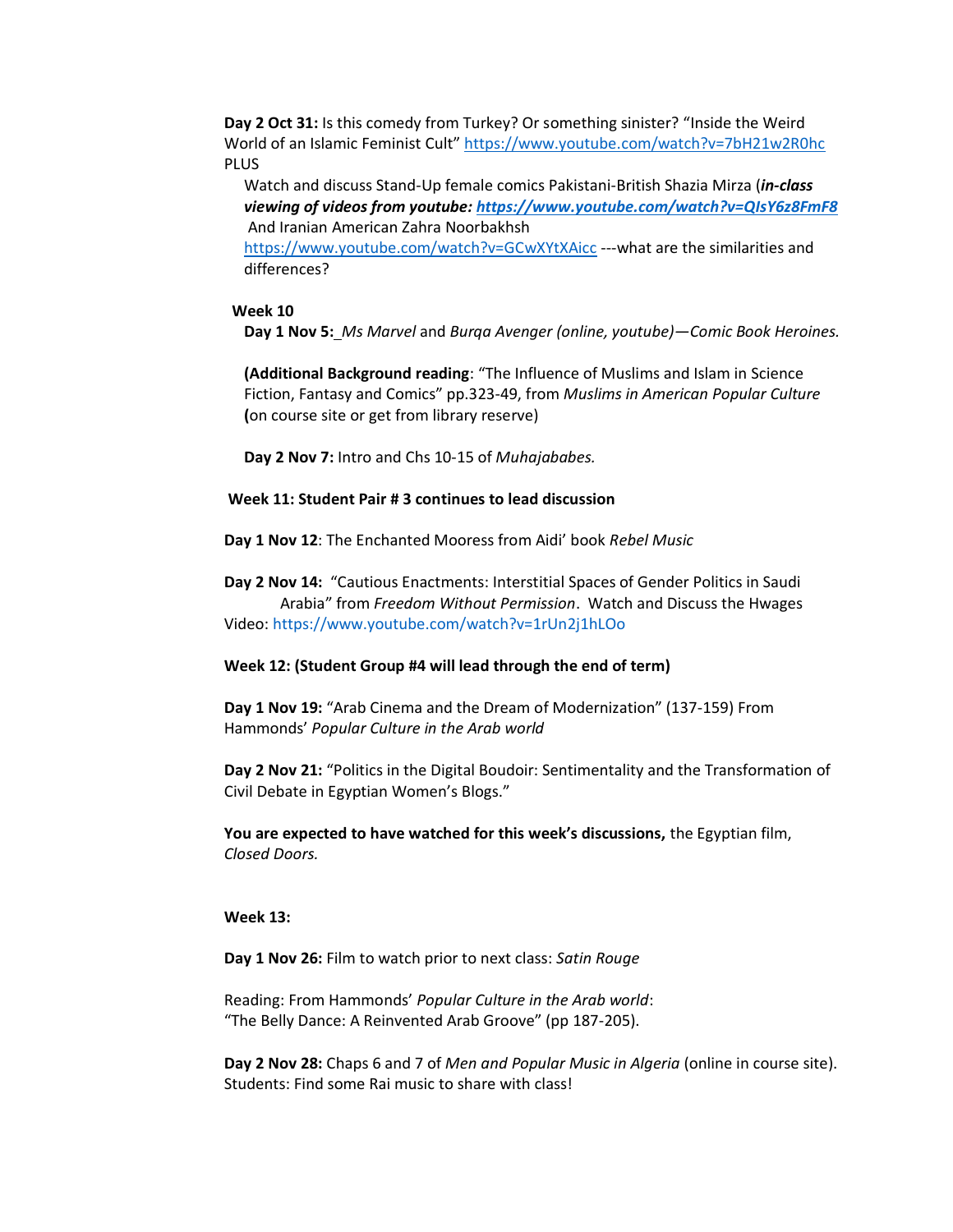**Day 2 Oct 31:** Is this comedy from Turkey? Or something sinister? "Inside the Weird World of an Islamic Feminist Cult" https://www.youtube.com/watch?v=7bH21w2R0hc PLUS

Watch and discuss Stand-Up female comics Pakistani-British Shazia Mirza (***in-class viewing of videos from youtube: https://www.youtube.com/watch?v=QIsY6z8FmF8***
And Iranian American Zahra Noorbakhsh
https://www.youtube.com/watch?v=GCwXYtXAicc ---what are the similarities and differences?

**Week 10**

**Day 1 Nov 5:** *Ms Marvel* and *Burqa Avenger (online, youtube)—Comic Book Heroines.*

**(Additional Background reading**: "The Influence of Muslims and Islam in Science Fiction, Fantasy and Comics" pp.323-49, from *Muslims in American Popular Culture* **(**on course site or get from library reserve)

**Day 2 Nov 7:** Intro and Chs 10-15 of *Muhajababes.*

**Week 11: Student Pair # 3 continues to lead discussion**

**Day 1 Nov 12**: The Enchanted Mooress from Aidi' book *Rebel Music*

**Day 2 Nov 14:** "Cautious Enactments: Interstitial Spaces of Gender Politics in Saudi Arabia" from *Freedom Without Permission*. Watch and Discuss the Hwages Video: https://www.youtube.com/watch?v=1rUn2j1hLOo

**Week 12: (Student Group #4 will lead through the end of term)**

**Day 1 Nov 19:** "Arab Cinema and the Dream of Modernization" (137-159) From Hammonds' *Popular Culture in the Arab world*

**Day 2 Nov 21:** "Politics in the Digital Boudoir: Sentimentality and the Transformation of Civil Debate in Egyptian Women's Blogs."

**You are expected to have watched for this week's discussions,** the Egyptian film, *Closed Doors.*

**Week 13:**

**Day 1 Nov 26:** Film to watch prior to next class: *Satin Rouge*

Reading: From Hammonds' *Popular Culture in the Arab world*:
"The Belly Dance: A Reinvented Arab Groove" (pp 187-205).

**Day 2 Nov 28:** Chaps 6 and 7 of *Men and Popular Music in Algeria* (online in course site). Students: Find some Rai music to share with class!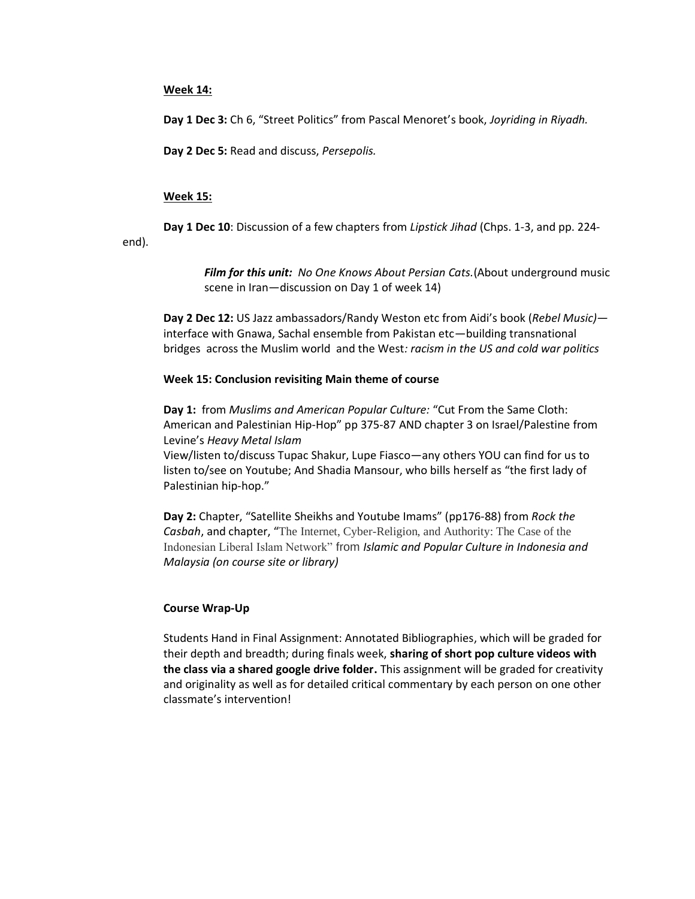**Week 14:**

**Day 1 Dec 3:** Ch 6, "Street Politics" from Pascal Menoret's book, *Joyriding in Riyadh.*

**Day 2 Dec 5:** Read and discuss, *Persepolis.*

**Week 15:**

**Day 1 Dec 10**: Discussion of a few chapters from *Lipstick Jihad* (Chps. 1-3, and pp. 224-end).

> ***Film for this unit: No One Knows About Persian Cats.***(About underground music scene in Iran—discussion on Day 1 of week 14)

**Day 2 Dec 12:** US Jazz ambassadors/Randy Weston etc from Aidi's book (*Rebel Music)*—interface with Gnawa, Sachal ensemble from Pakistan etc—building transnational bridges across the Muslim world and the West*: racism in the US and cold war politics*

**Week 15: Conclusion revisiting Main theme of course**

**Day 1:** from *Muslims and American Popular Culture:* "Cut From the Same Cloth: American and Palestinian Hip-Hop" pp 375-87 AND chapter 3 on Israel/Palestine from Levine's *Heavy Metal Islam*
View/listen to/discuss Tupac Shakur, Lupe Fiasco—any others YOU can find for us to listen to/see on Youtube; And Shadia Mansour, who bills herself as "the first lady of Palestinian hip-hop."

**Day 2:** Chapter, "Satellite Sheikhs and Youtube Imams" (pp176-88) from *Rock the Casbah*, and chapter, "The Internet, Cyber-Religion, and Authority: The Case of the Indonesian Liberal Islam Network" from *Islamic and Popular Culture in Indonesia and Malaysia (on course site or library)*

**Course Wrap-Up**

Students Hand in Final Assignment: Annotated Bibliographies, which will be graded for their depth and breadth; during finals week, **sharing of short pop culture videos with the class via a shared google drive folder.** This assignment will be graded for creativity and originality as well as for detailed critical commentary by each person on one other classmate's intervention!